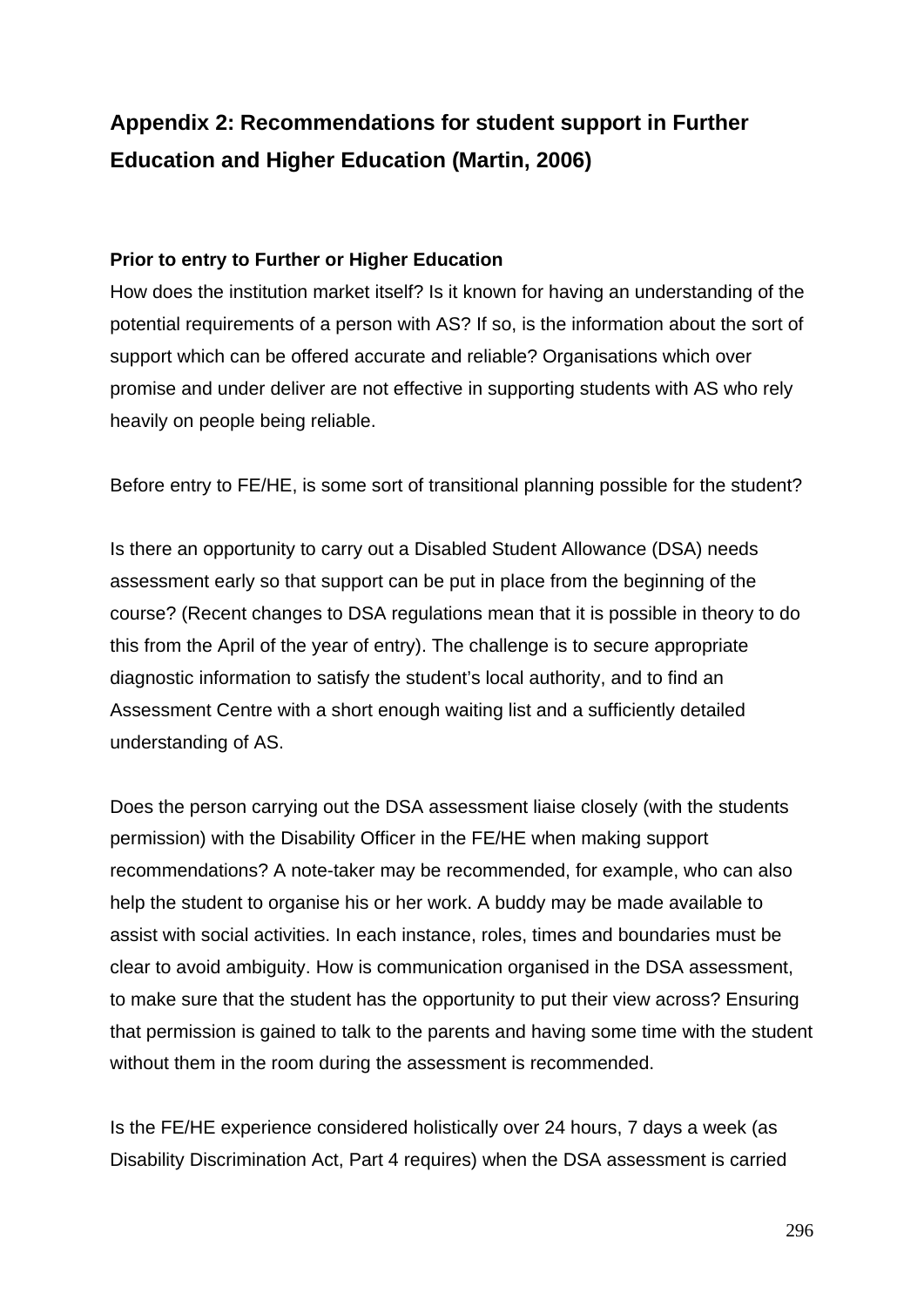## Appendix 2: Recommendations for student support in Further Education and Higher Education (Martin, 2006)

**Prior to entry to Further or Higher Education**

How does the institution market itself? Is it known for having an understanding of the potential requirements of a person with AS? If so, is the information about the sort of support which can be offered accurate and reliable? Organisations which over promise and under deliver are not effective in supporting students with AS who rely heavily on people being reliable.

Before entry to FE/HE, is some sort of transitional planning possible for the student?

Is there an opportunity to carry out a Disabled Student Allowance (DSA) needs assessment early so that support can be put in place from the beginning of the course? (Recent changes to DSA regulations mean that it is possible in theory to do this from the April of the year of entry). The challenge is to secure appropriate diagnostic information to satisfy the student's local authority, and to find an Assessment Centre with a short enough waiting list and a sufficiently detailed understanding of AS.

Does the person carrying out the DSA assessment liaise closely (with the students permission) with the Disability Officer in the FE/HE when making support recommendations? A note-taker may be recommended, for example, who can also help the student to organise his or her work. A buddy may be made available to assist with social activities. In each instance, roles, times and boundaries must be clear to avoid ambiguity. How is communication organised in the DSA assessment, to make sure that the student has the opportunity to put their view across? Ensuring that permission is gained to talk to the parents and having some time with the student without them in the room during the assessment is recommended.

Is the FE/HE experience considered holistically over 24 hours, 7 days a week (as Disability Discrimination Act, Part 4 requires) when the DSA assessment is carried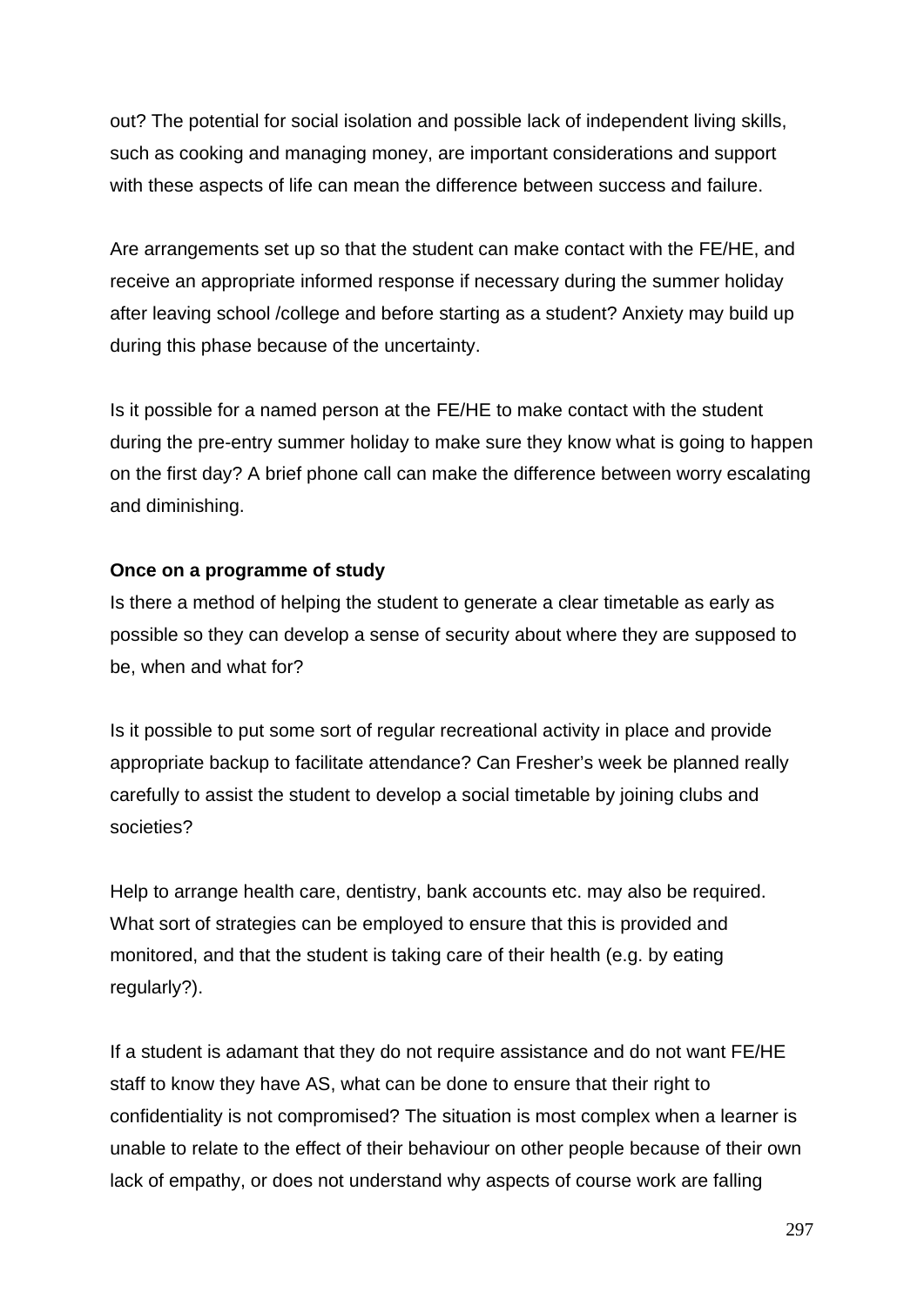out? The potential for social isolation and possible lack of independent living skills, such as cooking and managing money, are important considerations and support with these aspects of life can mean the difference between success and failure.

Are arrangements set up so that the student can make contact with the FE/HE, and receive an appropriate informed response if necessary during the summer holiday after leaving school /college and before starting as a student? Anxiety may build up during this phase because of the uncertainty.

Is it possible for a named person at the FE/HE to make contact with the student during the pre-entry summer holiday to make sure they know what is going to happen on the first day? A brief phone call can make the difference between worry escalating and diminishing.

**Once on a programme of study**

Is there a method of helping the student to generate a clear timetable as early as possible so they can develop a sense of security about where they are supposed to be, when and what for?

Is it possible to put some sort of regular recreational activity in place and provide appropriate backup to facilitate attendance? Can Fresher's week be planned really carefully to assist the student to develop a social timetable by joining clubs and societies?

Help to arrange health care, dentistry, bank accounts etc. may also be required. What sort of strategies can be employed to ensure that this is provided and monitored, and that the student is taking care of their health (e.g. by eating regularly?).

If a student is adamant that they do not require assistance and do not want FE/HE staff to know they have AS, what can be done to ensure that their right to confidentiality is not compromised? The situation is most complex when a learner is unable to relate to the effect of their behaviour on other people because of their own lack of empathy, or does not understand why aspects of course work are falling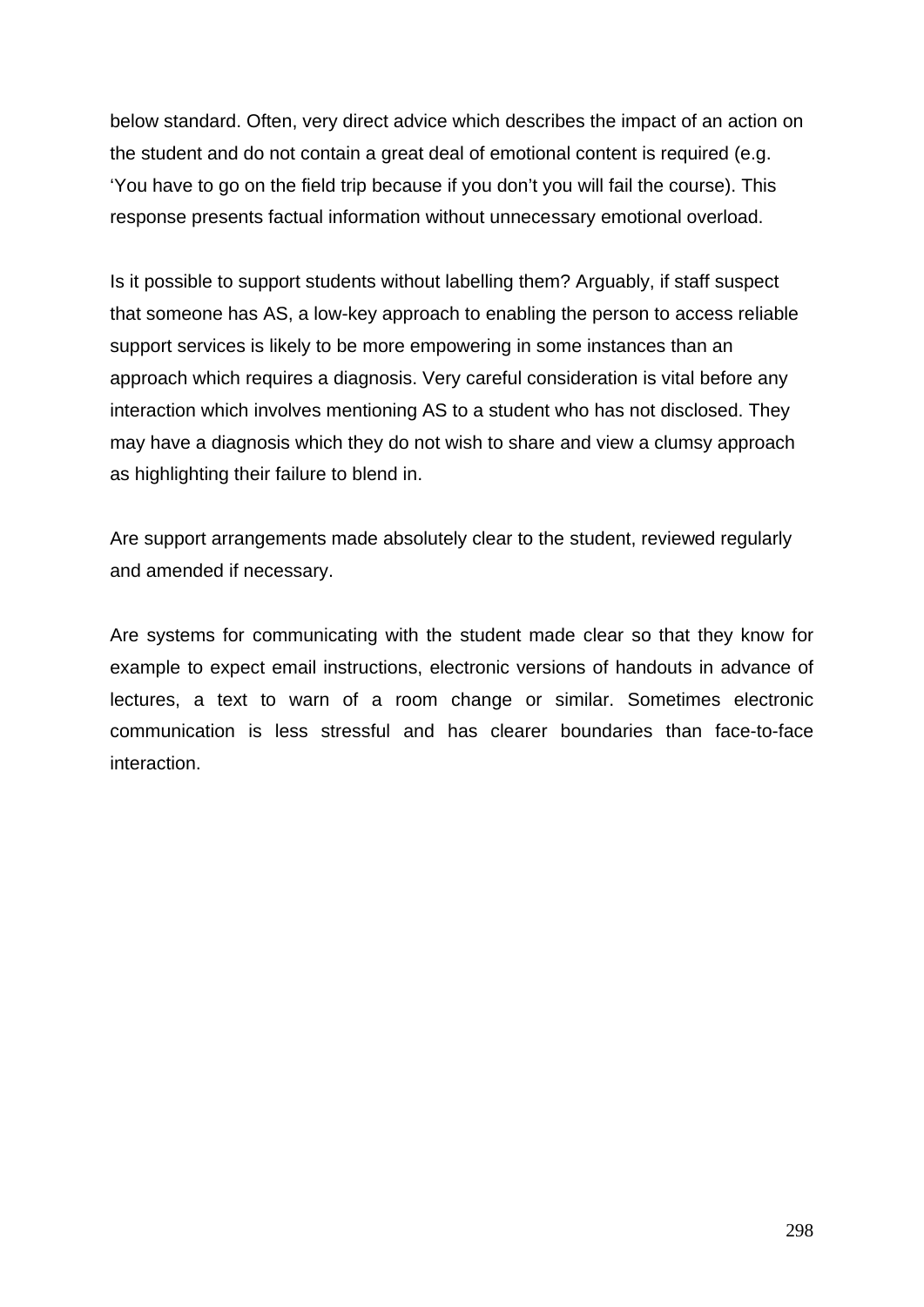below standard. Often, very direct advice which describes the impact of an action on the student and do not contain a great deal of emotional content is required (e.g. 'You have to go on the field trip because if you don't you will fail the course). This response presents factual information without unnecessary emotional overload.

Is it possible to support students without labelling them? Arguably, if staff suspect that someone has AS, a low-key approach to enabling the person to access reliable support services is likely to be more empowering in some instances than an approach which requires a diagnosis. Very careful consideration is vital before any interaction which involves mentioning AS to a student who has not disclosed. They may have a diagnosis which they do not wish to share and view a clumsy approach as highlighting their failure to blend in.

Are support arrangements made absolutely clear to the student, reviewed regularly and amended if necessary.

Are systems for communicating with the student made clear so that they know for example to expect email instructions, electronic versions of handouts in advance of lectures, a text to warn of a room change or similar. Sometimes electronic communication is less stressful and has clearer boundaries than face-to-face interaction.